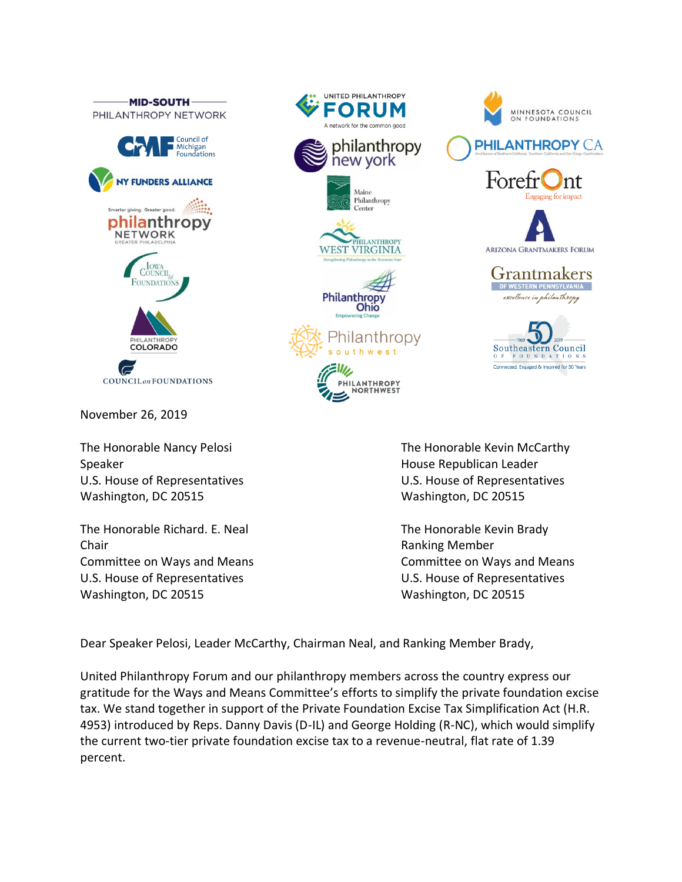MID-SOUTH PHILANTHROPY NETWORK

Council of Michigan Foundations

NY FUNDERS ALLIANCE

Smarter giving. Greater good. philanthropy NETWORK GREATER PHILADELPHIA

Iowa Council of Foundations

PHILANTHROPY COLORADO

COUNCIL on FOUNDATIONS

UNITED PHILANTHROPY FORUM A network for the common good

philanthropy new york

Maine Philanthropy Center

PHILANTHROPY WEST VIRGINIA Strengthening Philanthropy in the Mountain State

Philanthropy Ohio Empowering Change

Philanthropy southwest

PHILANTHROPY NORTHWEST

MINNESOTA COUNCIL ON FOUNDATIONS

PHILANTHROPY CA An Alliance of Northern California, Southern California and San Diego Grantmakers

Forefront Engaging for impact

ARIZONA GRANTMAKERS FORUM

Grantmakers OF WESTERN PENNSYLVANIA excellence in philanthropy

1969 50 2019 Southeastern Council of Foundations Connected, Engaged & Inspired for 50 Years

November 26, 2019

The Honorable Nancy Pelosi
Speaker
U.S. House of Representatives
Washington, DC 20515

The Honorable Kevin McCarthy
House Republican Leader
U.S. House of Representatives
Washington, DC 20515

The Honorable Richard. E. Neal
Chair
Committee on Ways and Means
U.S. House of Representatives
Washington, DC 20515

The Honorable Kevin Brady
Ranking Member
Committee on Ways and Means
U.S. House of Representatives
Washington, DC 20515

Dear Speaker Pelosi, Leader McCarthy, Chairman Neal, and Ranking Member Brady,

United Philanthropy Forum and our philanthropy members across the country express our gratitude for the Ways and Means Committee's efforts to simplify the private foundation excise tax. We stand together in support of the Private Foundation Excise Tax Simplification Act (H.R. 4953) introduced by Reps. Danny Davis (D-IL) and George Holding (R-NC), which would simplify the current two-tier private foundation excise tax to a revenue-neutral, flat rate of 1.39 percent.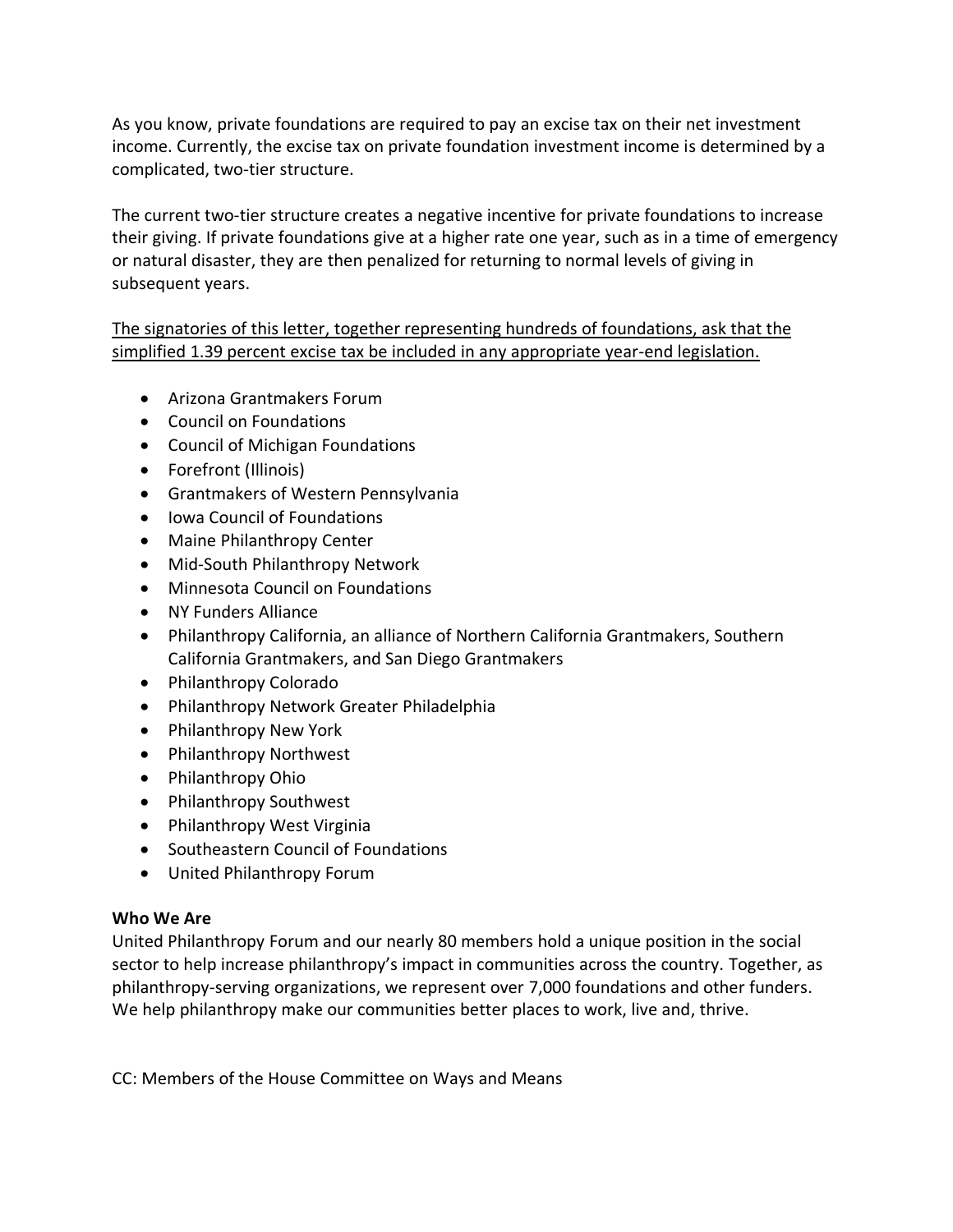As you know, private foundations are required to pay an excise tax on their net investment income. Currently, the excise tax on private foundation investment income is determined by a complicated, two-tier structure.

The current two-tier structure creates a negative incentive for private foundations to increase their giving. If private foundations give at a higher rate one year, such as in a time of emergency or natural disaster, they are then penalized for returning to normal levels of giving in subsequent years.

<u>The signatories of this letter, together representing hundreds of foundations, ask that the simplified 1.39 percent excise tax be included in any appropriate year-end legislation.</u>

- Arizona Grantmakers Forum
- Council on Foundations
- Council of Michigan Foundations
- Forefront (Illinois)
- Grantmakers of Western Pennsylvania
- Iowa Council of Foundations
- Maine Philanthropy Center
- Mid-South Philanthropy Network
- Minnesota Council on Foundations
- NY Funders Alliance
- Philanthropy California, an alliance of Northern California Grantmakers, Southern California Grantmakers, and San Diego Grantmakers
- Philanthropy Colorado
- Philanthropy Network Greater Philadelphia
- Philanthropy New York
- Philanthropy Northwest
- Philanthropy Ohio
- Philanthropy Southwest
- Philanthropy West Virginia
- Southeastern Council of Foundations
- United Philanthropy Forum

**Who We Are**
United Philanthropy Forum and our nearly 80 members hold a unique position in the social sector to help increase philanthropy's impact in communities across the country. Together, as philanthropy-serving organizations, we represent over 7,000 foundations and other funders. We help philanthropy make our communities better places to work, live and, thrive.

CC: Members of the House Committee on Ways and Means